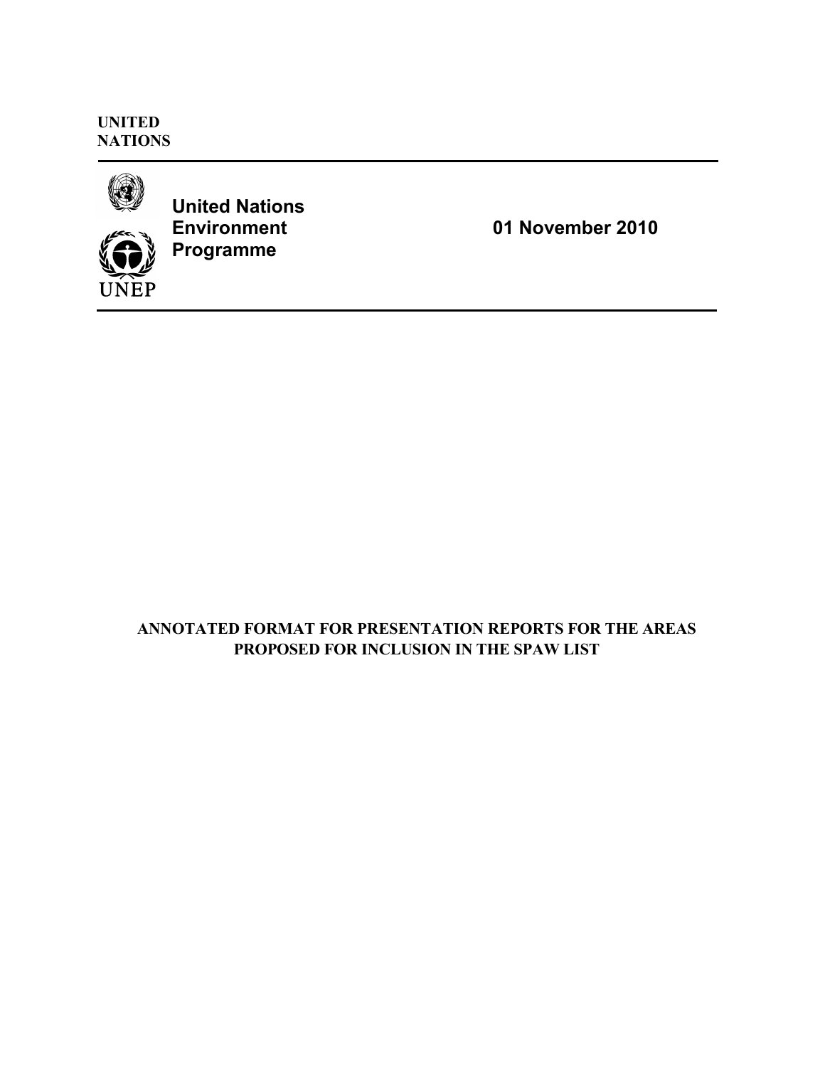**UNITED NATIONS**

**United Nations Environment Programme**

UNEP

**01 November 2010**

# ANNOTATED FORMAT FOR PRESENTATION REPORTS FOR THE AREAS PROPOSED FOR INCLUSION IN THE SPAW LIST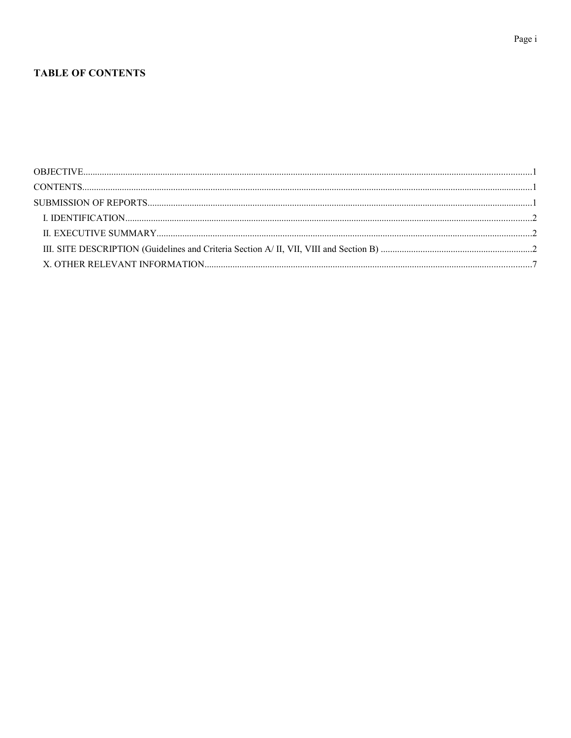## TABLE OF CONTENTS

OBJECTIVE....................1

CONTENTS....................1

SUBMISSION OF REPORTS....................1

- I. IDENTIFICATION....................2
- II. EXECUTIVE SUMMARY....................2
- III. SITE DESCRIPTION (Guidelines and Criteria Section A/ II, VII, VIII and Section B) ....................2
- X. OTHER RELEVANT INFORMATION....................7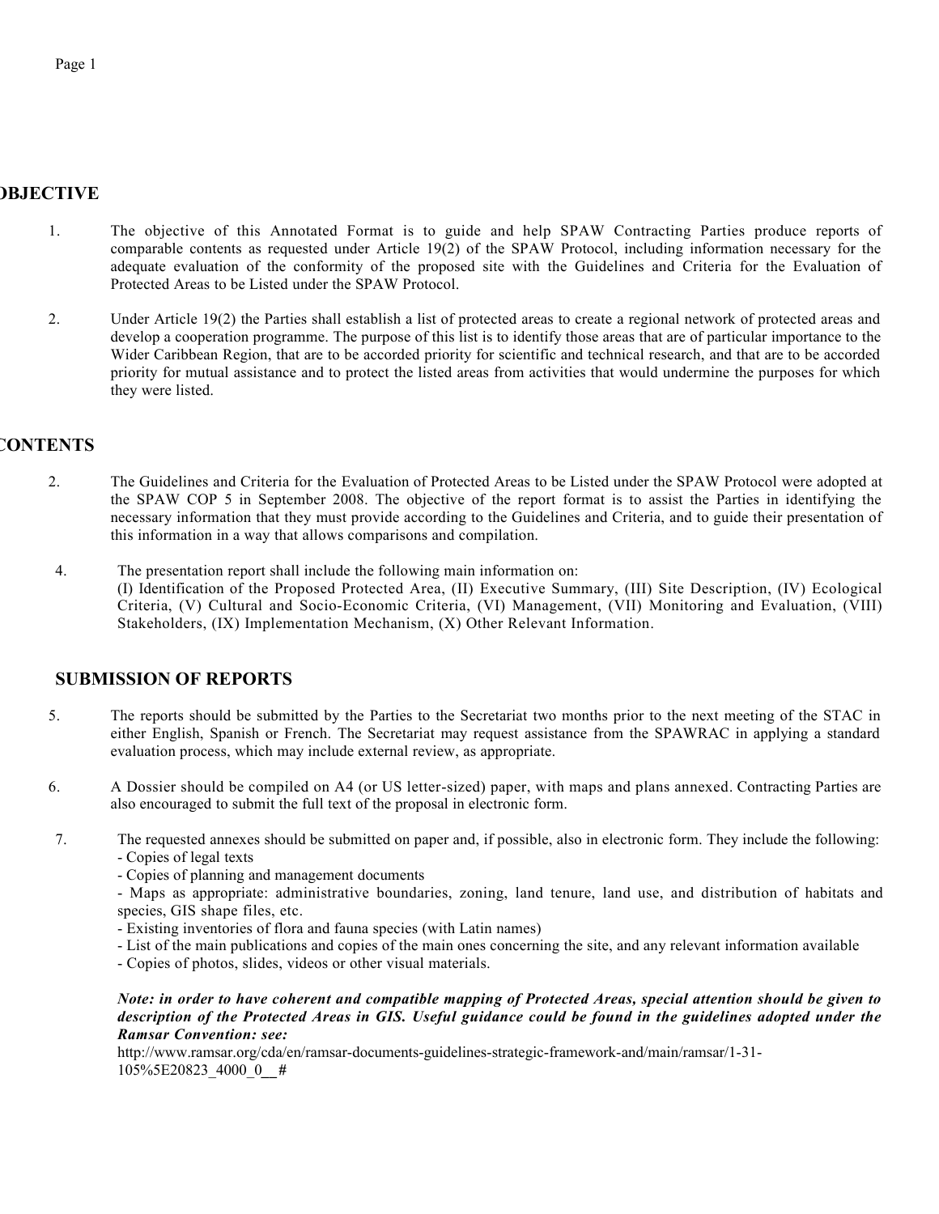## OBJECTIVE

1. The objective of this Annotated Format is to guide and help SPAW Contracting Parties produce reports of comparable contents as requested under Article 19(2) of the SPAW Protocol, including information necessary for the adequate evaluation of the conformity of the proposed site with the Guidelines and Criteria for the Evaluation of Protected Areas to be Listed under the SPAW Protocol.

2. Under Article 19(2) the Parties shall establish a list of protected areas to create a regional network of protected areas and develop a cooperation programme. The purpose of this list is to identify those areas that are of particular importance to the Wider Caribbean Region, that are to be accorded priority for scientific and technical research, and that are to be accorded priority for mutual assistance and to protect the listed areas from activities that would undermine the purposes for which they were listed.

## CONTENTS

2. The Guidelines and Criteria for the Evaluation of Protected Areas to be Listed under the SPAW Protocol were adopted at the SPAW COP 5 in September 2008. The objective of the report format is to assist the Parties in identifying the necessary information that they must provide according to the Guidelines and Criteria, and to guide their presentation of this information in a way that allows comparisons and compilation.

4. The presentation report shall include the following main information on:
(I) Identification of the Proposed Protected Area, (II) Executive Summary, (III) Site Description, (IV) Ecological Criteria, (V) Cultural and Socio-Economic Criteria, (VI) Management, (VII) Monitoring and Evaluation, (VIII) Stakeholders, (IX) Implementation Mechanism, (X) Other Relevant Information.

## SUBMISSION OF REPORTS

5. The reports should be submitted by the Parties to the Secretariat two months prior to the next meeting of the STAC in either English, Spanish or French. The Secretariat may request assistance from the SPAWRAC in applying a standard evaluation process, which may include external review, as appropriate.

6. A Dossier should be compiled on A4 (or US letter-sized) paper, with maps and plans annexed. Contracting Parties are also encouraged to submit the full text of the proposal in electronic form.

7. The requested annexes should be submitted on paper and, if possible, also in electronic form. They include the following:
   - Copies of legal texts
   - Copies of planning and management documents
   - Maps as appropriate: administrative boundaries, zoning, land tenure, land use, and distribution of habitats and species, GIS shape files, etc.
   - Existing inventories of flora and fauna species (with Latin names)
   - List of the main publications and copies of the main ones concerning the site, and any relevant information available
   - Copies of photos, slides, videos or other visual materials.

   ***Note: in order to have coherent and compatible mapping of Protected Areas, special attention should be given to description of the Protected Areas in GIS. Useful guidance could be found in the guidelines adopted under the Ramsar Convention: see:***
   http://www.ramsar.org/cda/en/ramsar-documents-guidelines-strategic-framework-and/main/ramsar/1-31-105%5E20823_4000_0__#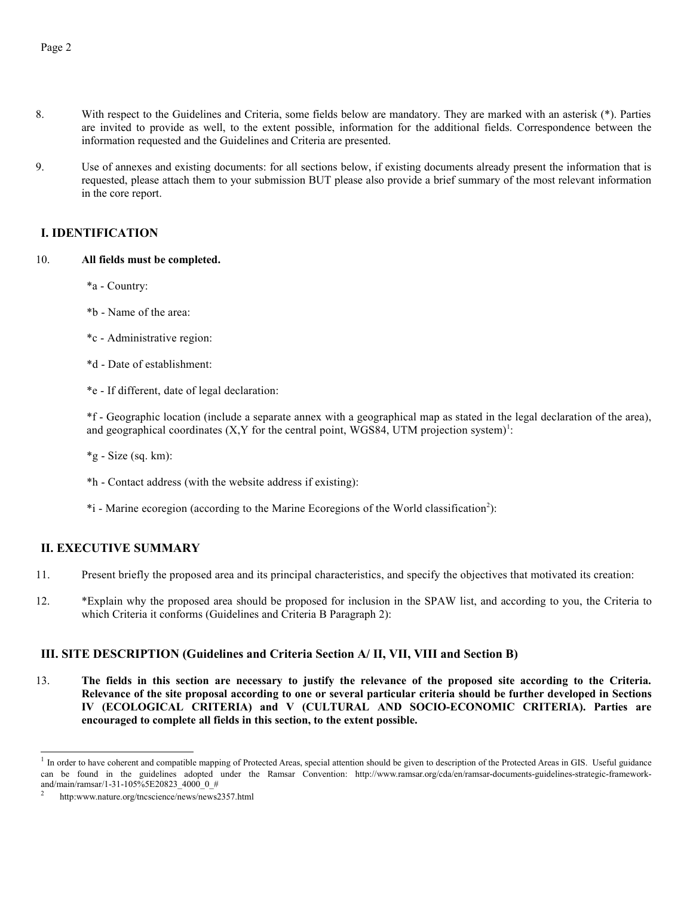8. With respect to the Guidelines and Criteria, some fields below are mandatory. They are marked with an asterisk (*). Parties are invited to provide as well, to the extent possible, information for the additional fields. Correspondence between the information requested and the Guidelines and Criteria are presented.

9. Use of annexes and existing documents: for all sections below, if existing documents already present the information that is requested, please attach them to your submission BUT please also provide a brief summary of the most relevant information in the core report.

## I. IDENTIFICATION

10. **All fields must be completed.**

*a - Country:

*b - Name of the area:

*c - Administrative region:

*d - Date of establishment:

*e - If different, date of legal declaration:

*f - Geographic location (include a separate annex with a geographical map as stated in the legal declaration of the area), and geographical coordinates (X,Y for the central point, WGS84, UTM projection system)[1]:

*g - Size (sq. km):

*h - Contact address (with the website address if existing):

*i - Marine ecoregion (according to the Marine Ecoregions of the World classification[2]):

## II. EXECUTIVE SUMMARY

11. Present briefly the proposed area and its principal characteristics, and specify the objectives that motivated its creation:

12. *Explain why the proposed area should be proposed for inclusion in the SPAW list, and according to you, the Criteria to which Criteria it conforms (Guidelines and Criteria B Paragraph 2):

## III. SITE DESCRIPTION (Guidelines and Criteria Section A/ II, VII, VIII and Section B)

13. **The fields in this section are necessary to justify the relevance of the proposed site according to the Criteria. Relevance of the site proposal according to one or several particular criteria should be further developed in Sections IV (ECOLOGICAL CRITERIA) and V (CULTURAL AND SOCIO-ECONOMIC CRITERIA). Parties are encouraged to complete all fields in this section, to the extent possible.**

---

[1] In order to have coherent and compatible mapping of Protected Areas, special attention should be given to description of the Protected Areas in GIS. Useful guidance can be found in the guidelines adopted under the Ramsar Convention: http://www.ramsar.org/cda/en/ramsar-documents-guidelines-strategic-framework-and/main/ramsar/1-31-105%5E20823_4000_0_#

[2] http:www.nature.org/tncscience/news/news2357.html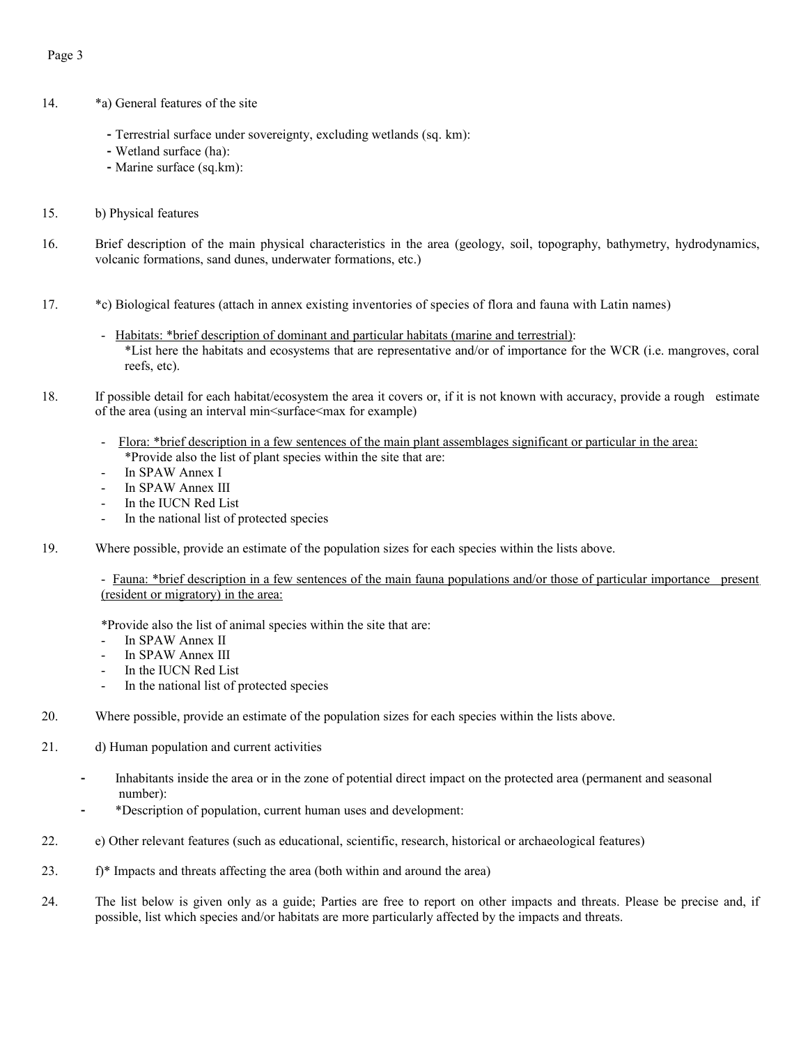14. *a) General features of the site

    - Terrestrial surface under sovereignty, excluding wetlands (sq. km):
    - Wetland surface (ha):
    - Marine surface (sq.km):

15. b) Physical features

16. Brief description of the main physical characteristics in the area (geology, soil, topography, bathymetry, hydrodynamics, volcanic formations, sand dunes, underwater formations, etc.)

17. *c) Biological features (attach in annex existing inventories of species of flora and fauna with Latin names)

    - <u>Habitats: *brief description of dominant and particular habitats (marine and terrestrial)</u>:
      *List here the habitats and ecosystems that are representative and/or of importance for the WCR (i.e. mangroves, coral reefs, etc).

18. If possible detail for each habitat/ecosystem the area it covers or, if it is not known with accuracy, provide a rough estimate of the area (using an interval min<surface<max for example)

    - <u>Flora: *brief description in a few sentences of the main plant assemblages significant or particular in the area:</u>
      *Provide also the list of plant species within the site that are:
    - In SPAW Annex I
    - In SPAW Annex III
    - In the IUCN Red List
    - In the national list of protected species

19. Where possible, provide an estimate of the population sizes for each species within the lists above.

    - <u>Fauna: *brief description in a few sentences of the main fauna populations and/or those of particular importance present (resident or migratory) in the area:</u>

    *Provide also the list of animal species within the site that are:
    - In SPAW Annex II
    - In SPAW Annex III
    - In the IUCN Red List
    - In the national list of protected species

20. Where possible, provide an estimate of the population sizes for each species within the lists above.

21. d) Human population and current activities

    - Inhabitants inside the area or in the zone of potential direct impact on the protected area (permanent and seasonal number):
    - *Description of population, current human uses and development:

22. e) Other relevant features (such as educational, scientific, research, historical or archaeological features)

23. f)* Impacts and threats affecting the area (both within and around the area)

24. The list below is given only as a guide; Parties are free to report on other impacts and threats. Please be precise and, if possible, list which species and/or habitats are more particularly affected by the impacts and threats.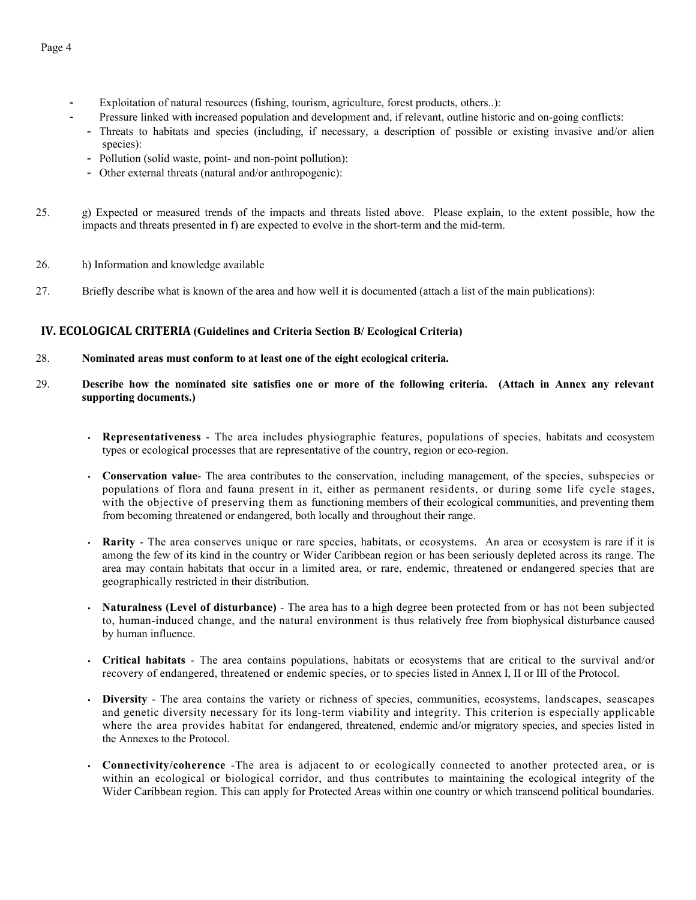- Exploitation of natural resources (fishing, tourism, agriculture, forest products, others..):
- Pressure linked with increased population and development and, if relevant, outline historic and on-going conflicts:
  - Threats to habitats and species (including, if necessary, a description of possible or existing invasive and/or alien species):
  - Pollution (solid waste, point- and non-point pollution):
  - Other external threats (natural and/or anthropogenic):

25. g) Expected or measured trends of the impacts and threats listed above. Please explain, to the extent possible, how the impacts and threats presented in f) are expected to evolve in the short-term and the mid-term.

26. h) Information and knowledge available

27. Briefly describe what is known of the area and how well it is documented (attach a list of the main publications):

## IV. ECOLOGICAL CRITERIA (Guidelines and Criteria Section B/ Ecological Criteria)

28. **Nominated areas must conform to at least one of the eight ecological criteria.**

29. **Describe how the nominated site satisfies one or more of the following criteria. (Attach in Annex any relevant supporting documents.)**

- **Representativeness** - The area includes physiographic features, populations of species, habitats and ecosystem types or ecological processes that are representative of the country, region or eco-region.
- **Conservation value**- The area contributes to the conservation, including management, of the species, subspecies or populations of flora and fauna present in it, either as permanent residents, or during some life cycle stages, with the objective of preserving them as functioning members of their ecological communities, and preventing them from becoming threatened or endangered, both locally and throughout their range.
- **Rarity** - The area conserves unique or rare species, habitats, or ecosystems. An area or ecosystem is rare if it is among the few of its kind in the country or Wider Caribbean region or has been seriously depleted across its range. The area may contain habitats that occur in a limited area, or rare, endemic, threatened or endangered species that are geographically restricted in their distribution.
- **Naturalness (Level of disturbance)** - The area has to a high degree been protected from or has not been subjected to, human-induced change, and the natural environment is thus relatively free from biophysical disturbance caused by human influence.
- **Critical habitats** - The area contains populations, habitats or ecosystems that are critical to the survival and/or recovery of endangered, threatened or endemic species, or to species listed in Annex I, II or III of the Protocol.
- **Diversity** - The area contains the variety or richness of species, communities, ecosystems, landscapes, seascapes and genetic diversity necessary for its long-term viability and integrity. This criterion is especially applicable where the area provides habitat for endangered, threatened, endemic and/or migratory species, and species listed in the Annexes to the Protocol.
- **Connectivity/coherence** -The area is adjacent to or ecologically connected to another protected area, or is within an ecological or biological corridor, and thus contributes to maintaining the ecological integrity of the Wider Caribbean region. This can apply for Protected Areas within one country or which transcend political boundaries.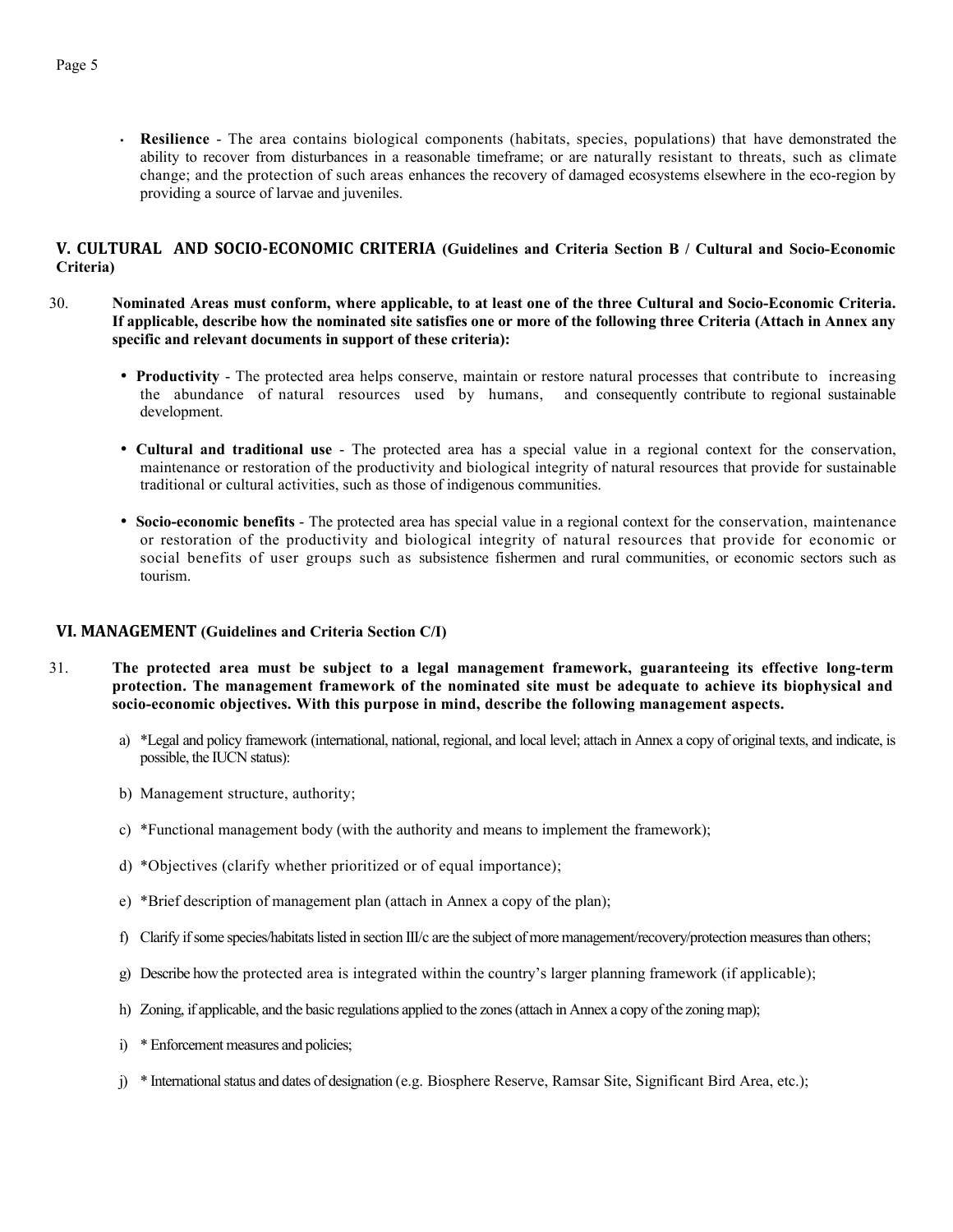- **Resilience** - The area contains biological components (habitats, species, populations) that have demonstrated the ability to recover from disturbances in a reasonable timeframe; or are naturally resistant to threats, such as climate change; and the protection of such areas enhances the recovery of damaged ecosystems elsewhere in the eco-region by providing a source of larvae and juveniles.

## V. CULTURAL AND SOCIO-ECONOMIC CRITERIA (Guidelines and Criteria Section B / Cultural and Socio-Economic Criteria)

30. **Nominated Areas must conform, where applicable, to at least one of the three Cultural and Socio-Economic Criteria. If applicable, describe how the nominated site satisfies one or more of the following three Criteria (Attach in Annex any specific and relevant documents in support of these criteria):**

    - **Productivity** - The protected area helps conserve, maintain or restore natural processes that contribute to increasing the abundance of natural resources used by humans, and consequently contribute to regional sustainable development.

    - **Cultural and traditional use** - The protected area has a special value in a regional context for the conservation, maintenance or restoration of the productivity and biological integrity of natural resources that provide for sustainable traditional or cultural activities, such as those of indigenous communities.

    - **Socio-economic benefits** - The protected area has special value in a regional context for the conservation, maintenance or restoration of the productivity and biological integrity of natural resources that provide for economic or social benefits of user groups such as subsistence fishermen and rural communities, or economic sectors such as tourism.

## VI. MANAGEMENT (Guidelines and Criteria Section C/I)

31. **The protected area must be subject to a legal management framework, guaranteeing its effective long-term protection. The management framework of the nominated site must be adequate to achieve its biophysical and socio-economic objectives. With this purpose in mind, describe the following management aspects.**

    a) *Legal and policy framework (international, national, regional, and local level; attach in Annex a copy of original texts, and indicate, is possible, the IUCN status):

    b) Management structure, authority;

    c) *Functional management body (with the authority and means to implement the framework);

    d) *Objectives (clarify whether prioritized or of equal importance);

    e) *Brief description of management plan (attach in Annex a copy of the plan);

    f) Clarify if some species/habitats listed in section III/c are the subject of more management/recovery/protection measures than others;

    g) Describe how the protected area is integrated within the country's larger planning framework (if applicable);

    h) Zoning, if applicable, and the basic regulations applied to the zones (attach in Annex a copy of the zoning map);

    i) * Enforcement measures and policies;

    j) * International status and dates of designation (e.g. Biosphere Reserve, Ramsar Site, Significant Bird Area, etc.);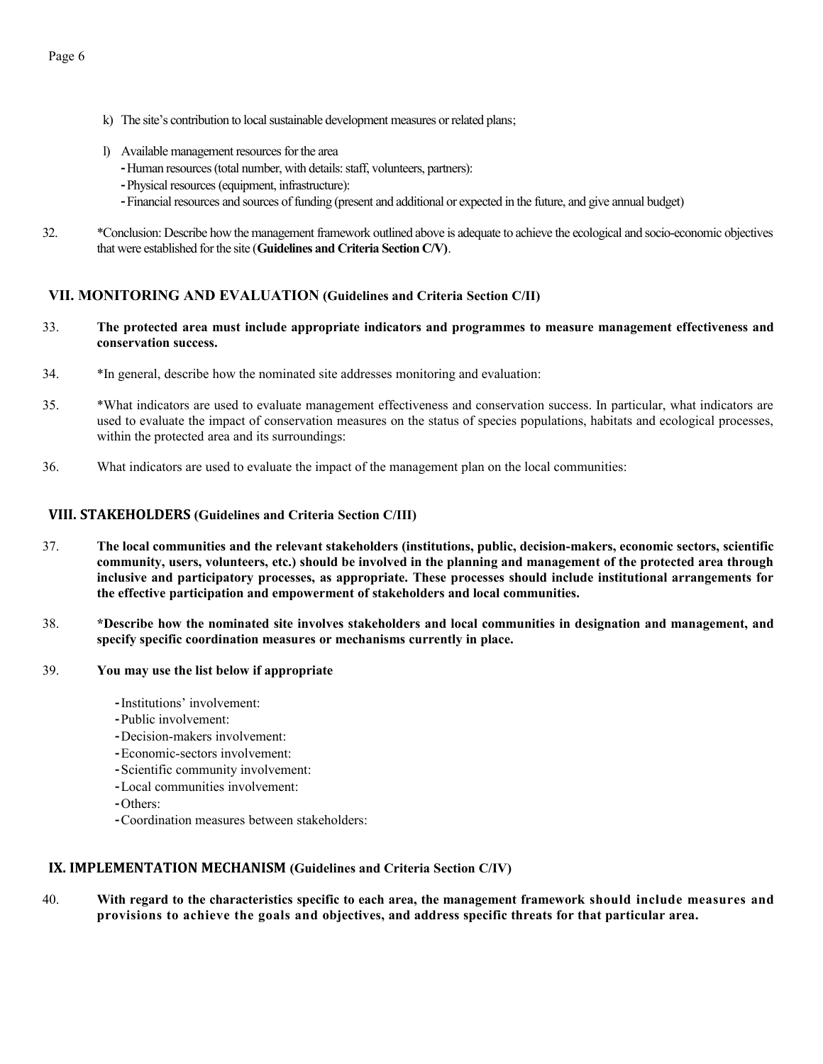k) The site's contribution to local sustainable development measures or related plans;

l) Available management resources for the area
   - Human resources (total number, with details: staff, volunteers, partners):
   - Physical resources (equipment, infrastructure):
   - Financial resources and sources of funding (present and additional or expected in the future, and give annual budget)

32. *Conclusion: Describe how the management framework outlined above is adequate to achieve the ecological and socio-economic objectives that were established for the site (**Guidelines and Criteria Section C/V)**.

## VII. MONITORING AND EVALUATION (Guidelines and Criteria Section C/II)

33. **The protected area must include appropriate indicators and programmes to measure management effectiveness and conservation success.**

34. *In general, describe how the nominated site addresses monitoring and evaluation:

35. *What indicators are used to evaluate management effectiveness and conservation success. In particular, what indicators are used to evaluate the impact of conservation measures on the status of species populations, habitats and ecological processes, within the protected area and its surroundings:

36. What indicators are used to evaluate the impact of the management plan on the local communities:

## VIII. STAKEHOLDERS (Guidelines and Criteria Section C/III)

37. **The local communities and the relevant stakeholders (institutions, public, decision-makers, economic sectors, scientific community, users, volunteers, etc.) should be involved in the planning and management of the protected area through inclusive and participatory processes, as appropriate. These processes should include institutional arrangements for the effective participation and empowerment of stakeholders and local communities.**

38. ***Describe how the nominated site involves stakeholders and local communities in designation and management, and specify specific coordination measures or mechanisms currently in place.**

39. **You may use the list below if appropriate**

   - Institutions' involvement:
   - Public involvement:
   - Decision-makers involvement:
   - Economic-sectors involvement:
   - Scientific community involvement:
   - Local communities involvement:
   - Others:
   - Coordination measures between stakeholders:

## IX. IMPLEMENTATION MECHANISM (Guidelines and Criteria Section C/IV)

40. **With regard to the characteristics specific to each area, the management framework should include measures and provisions to achieve the goals and objectives, and address specific threats for that particular area.**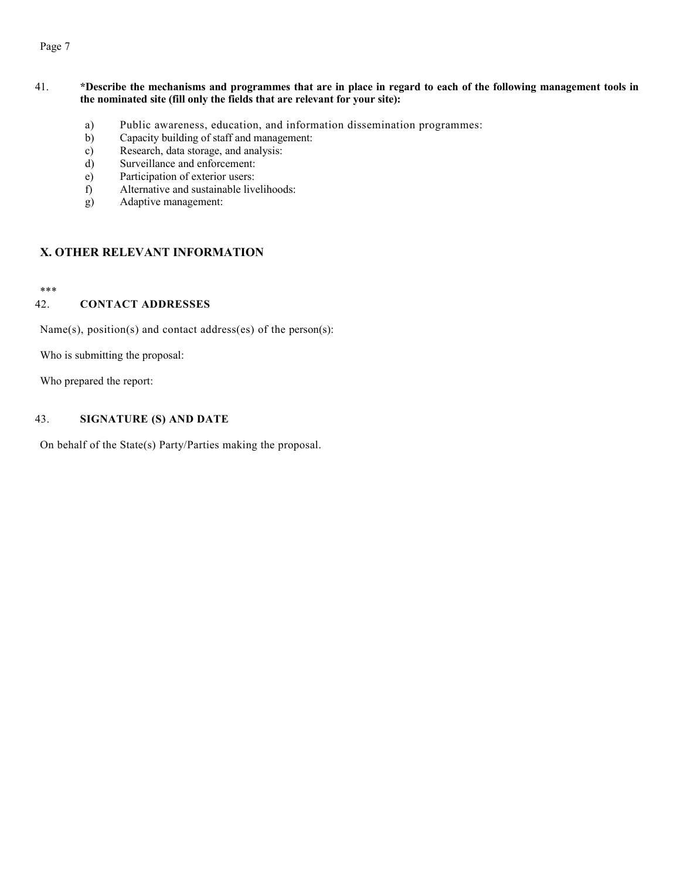41. **\*Describe the mechanisms and programmes that are in place in regard to each of the following management tools in the nominated site (fill only the fields that are relevant for your site):**

   a) Public awareness, education, and information dissemination programmes:
   b) Capacity building of staff and management:
   c) Research, data storage, and analysis:
   d) Surveillance and enforcement:
   e) Participation of exterior users:
   f) Alternative and sustainable livelihoods:
   g) Adaptive management:

## X. OTHER RELEVANT INFORMATION

***

42. **CONTACT ADDRESSES**

Name(s), position(s) and contact address(es) of the person(s):

Who is submitting the proposal:

Who prepared the report:

43. **SIGNATURE (S) AND DATE**

On behalf of the State(s) Party/Parties making the proposal.